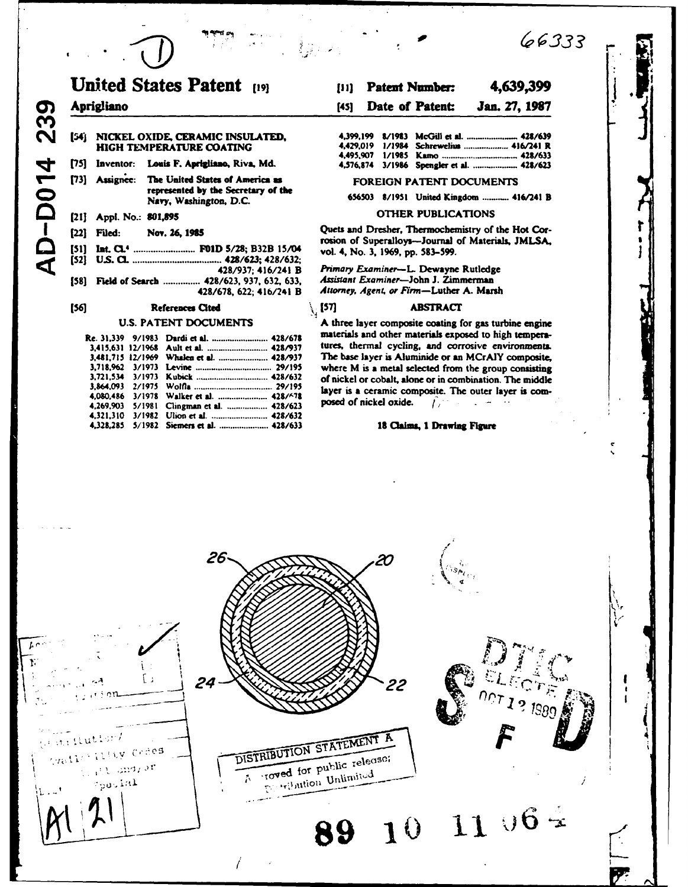AD-D014 239

66333

# United States Patent [19]

**Aprigliano**

[11] **Patent Number:** 4,639,399

[45] **Date of Patent:** Jan. 27, 1987

[54] NICKEL OXIDE, CERAMIC INSULATED, HIGH TEMPERATURE COATING

[75] Inventor: Louis F. Aprigliano, Riva, Md.

[73] Assignee: The United States of America as represented by the Secretary of the Navy, Washington, D.C.

[21] Appl. No.: 801,895

[22] Filed: Nov. 26, 1985

[51] Int. Cl.[4] ........................ F01D 5/28; B32B 15/04

[52] U.S. Cl. ........................ 428/623; 428/632; 428/937; 416/241 B

[58] Field of Search ............... 428/623, 937, 632, 633, 428/678, 622; 416/241 B

[56] **References Cited**

U.S. PATENT DOCUMENTS

| | | | |
|---|---|---|---|
| Re. 31,339 | 9/1983 | Dardi et al. | 428/678 |
| 3,415,631 | 12/1968 | Ault et al. | 428/937 |
| 3,481,715 | 12/1969 | Whalen et al. | 428/937 |
| 3,718,962 | 3/1973 | Levine | 29/195 |
| 3,721,534 | 3/1973 | Kubick | 428/632 |
| 3,864,093 | 2/1975 | Wolfla | 29/195 |
| 4,080,486 | 3/1978 | Walker et al. | 428/678 |
| 4,269,903 | 5/1981 | Clingman et al. | 428/623 |
| 4,321,310 | 3/1982 | Ulion et al. | 428/632 |
| 4,328,285 | 5/1982 | Siemers et al. | 428/633 |
| 4,399,199 | 8/1983 | McGill et al. | 428/639 |
| 4,429,019 | 1/1984 | Schrewelius | 416/241 R |
| 4,495,907 | 1/1985 | Kamo | 428/633 |
| 4,576,874 | 3/1986 | Spengler et al. | 428/623 |

FOREIGN PATENT DOCUMENTS

656503 8/1951 United Kingdom ............ 416/241 B

OTHER PUBLICATIONS

Quets and Dresher, Thermochemistry of the Hot Corrosion of Superalloys—Journal of Materials, JMLSA, vol. 4, No. 3, 1969, pp. 583-599.

*Primary Examiner*—L. Dewayne Rutledge
*Assistant Examiner*—John J. Zimmerman
*Attorney, Agent, or Firm*—Luther A. Marsh

[57] **ABSTRACT**

A three layer composite coating for gas turbine engine materials and other materials exposed to high temperatures, thermal cycling, and corrosive environments. The base layer is Aluminide or an MCrAlY composite, where M is a metal selected from the group consisting of nickel or cobalt, alone or in combination. The middle layer is a ceramic composite. The outer layer is composed of nickel oxide.

**18 Claims, 1 Drawing Figure**

26 20 24 22

DTIC ELECTE OCT 12 1989 S F D

DISTRIBUTION STATEMENT A
Approved for public release;
Distribution Unlimited

Accesion For
Distribution/
Availability Codes
Avail and/or
Special
A1 21

89 10 11 064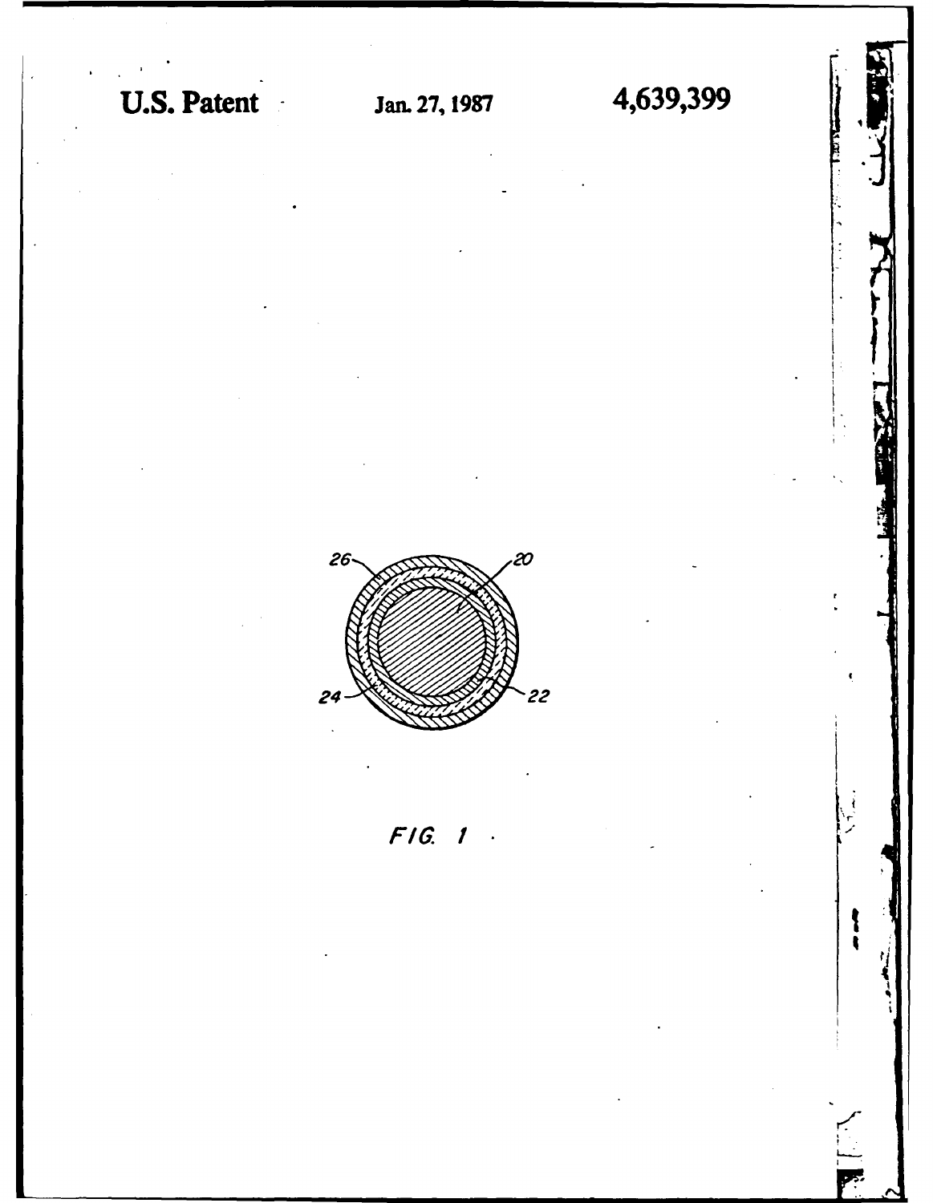FIG. 1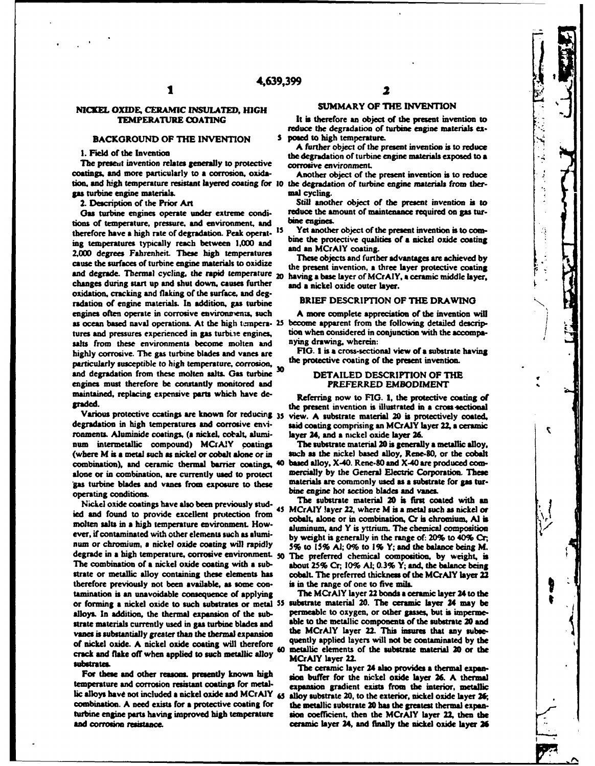# NICKEL OXIDE, CERAMIC INSULATED, HIGH TEMPERATURE COATING

## BACKGROUND OF THE INVENTION

### 1. Field of the Invention

The present invention relates generally to protective coatings, and more particularly to a corrosion, oxidation, and high temperature resistant layered coating for gas turbine engine materials.

### 2. Description of the Prior Art

Gas turbine engines operate under extreme conditions of temperature, pressure, and environment, and therefore have a high rate of degradation. Peak operating temperatures typically reach between 1,000 and 2,000 degrees Fahrenheit. These high temperatures cause the surfaces of turbine engine materials to oxidize and degrade. Thermal cycling, the rapid temperature changes during start up and shut down, causes further oxidation, cracking and flaking of the surface, and degradation of engine materials. In addition, gas turbine engines often operate in corrosive environments, such as ocean based naval operations. At the high temperatures and pressures experienced in gas turbine engines, salts from these environments become molten and highly corrosive. The gas turbine blades and vanes are particularly susceptible to high temperature, corrosion, and degradation from these molten salts. Gas turbine engines must therefore be constantly monitored and maintained, replacing expensive parts which have degraded.

Various protective coatings are known for reducing degradation in high temperatures and corrosive environments. Aluminide coatings, (a nickel, cobalt, aluminum intermetallic compound) MCrAlY coatings (where M is a metal such as nickel or cobalt alone or in combination), and ceramic thermal barrier coatings, alone or in combination, are currently used to protect gas turbine blades and vanes from exposure to these operating conditions.

Nickel oxide coatings have also been previously studied and found to provide excellent protection from molten salts in a high temperature environment. However, if contaminated with other elements such as aluminum or chromium, a nickel oxide coating will rapidly degrade in a high temperature, corrosive environment. The combination of a nickel oxide coating with a substrate or metallic alloy containing these elements has therefore previously not been available, as some contamination is an unavoidable consequence of applying or forming a nickel oxide to such substrates or metal alloys. In addition, the thermal expansion of the substrate materials currently used in gas turbine blades and vanes is substantially greater than the thermal expansion of nickel oxide. A nickel oxide coating will therefore crack and flake off when applied to such metallic alloy substrates.

For these and other reasons, presently known high temperature and corrosion resistant coatings for metallic alloys have not included a nickel oxide and MCrAlY combination. A need exists for a protective coating for turbine engine parts having improved high temperature and corrosion resistance.

## SUMMARY OF THE INVENTION

It is therefore an object of the present invention to reduce the degradation of turbine engine materials exposed to high temperature.

A further object of the present invention is to reduce the degradation of turbine engine materials exposed to a corrosive environment.

Another object of the present invention is to reduce the degradation of turbine engine materials from thermal cycling.

Still another object of the present invention is to reduce the amount of maintenance required on gas turbine engines.

Yet another object of the present invention is to combine the protective qualities of a nickel oxide coating and an MCrAlY coating.

These objects and further advantages are achieved by the present invention, a three layer protective coating having a base layer of MCrAlY, a ceramic middle layer, and a nickel oxide outer layer.

## BRIEF DESCRIPTION OF THE DRAWING

A more complete appreciation of the invention will become apparent from the following detailed description when considered in conjunction with the accompanying drawing, wherein:

FIG. 1 is a cross-sectional view of a substrate having the protective coating of the present invention.

## DETAILED DESCRIPTION OF THE PREFERRED EMBODIMENT

Referring now to FIG. 1, the protective coating of the present invention is illustrated in a cross-sectional view. A substrate material 20 is protectively coated, said coating comprising an MCrAlY layer 22, a ceramic layer 24, and a nickel oxide layer 26.

The substrate material 20 is generally a metallic alloy, such as the nickel based alloy, Rene-80, or the cobalt based alloy, X-40. Rene-80 and X-40 are produced commercially by the General Electric Corporation. These materials are commonly used as a substrate for gas turbine engine hot section blades and vanes.

The substrate material 20 is first coated with an MCrAlY layer 22, where M is a metal such as nickel or cobalt, alone or in combination, Cr is chromium, Al is aluminum, and Y is yttrium. The chemical composition by weight is generally in the range of: 20% to 40% Cr; 5% to 15% Al; 0% to 1% Y; and the balance being M. The preferred chemical composition, by weight, is about 25% Cr; 10% Al; 0.3% Y; and, the balance being cobalt. The preferred thickness of the MCrAlY layer 22 is in the range of one to five mils.

The MCrAlY layer 22 bonds a ceramic layer 24 to the substrate material 20. The ceramic layer 24 may be permeable to oxygen, or other gasses, but is impermeable to the metallic components of the substrate 20 and the MCrAlY layer 22. This insures that any subsequently applied layers will not be contaminated by the metallic elements of the substrate material 20 or the MCrAlY layer 22.

The ceramic layer 24 also provides a thermal expansion buffer for the nickel oxide layer 26. A thermal expansion gradient exists from the interior, metallic alloy substrate 20, to the exterior, nickel oxide layer 26; the metallic substrate 20 has the greatest thermal expansion coefficient, then the MCrAlY layer 22, then the ceramic layer 24, and finally the nickel oxide layer 26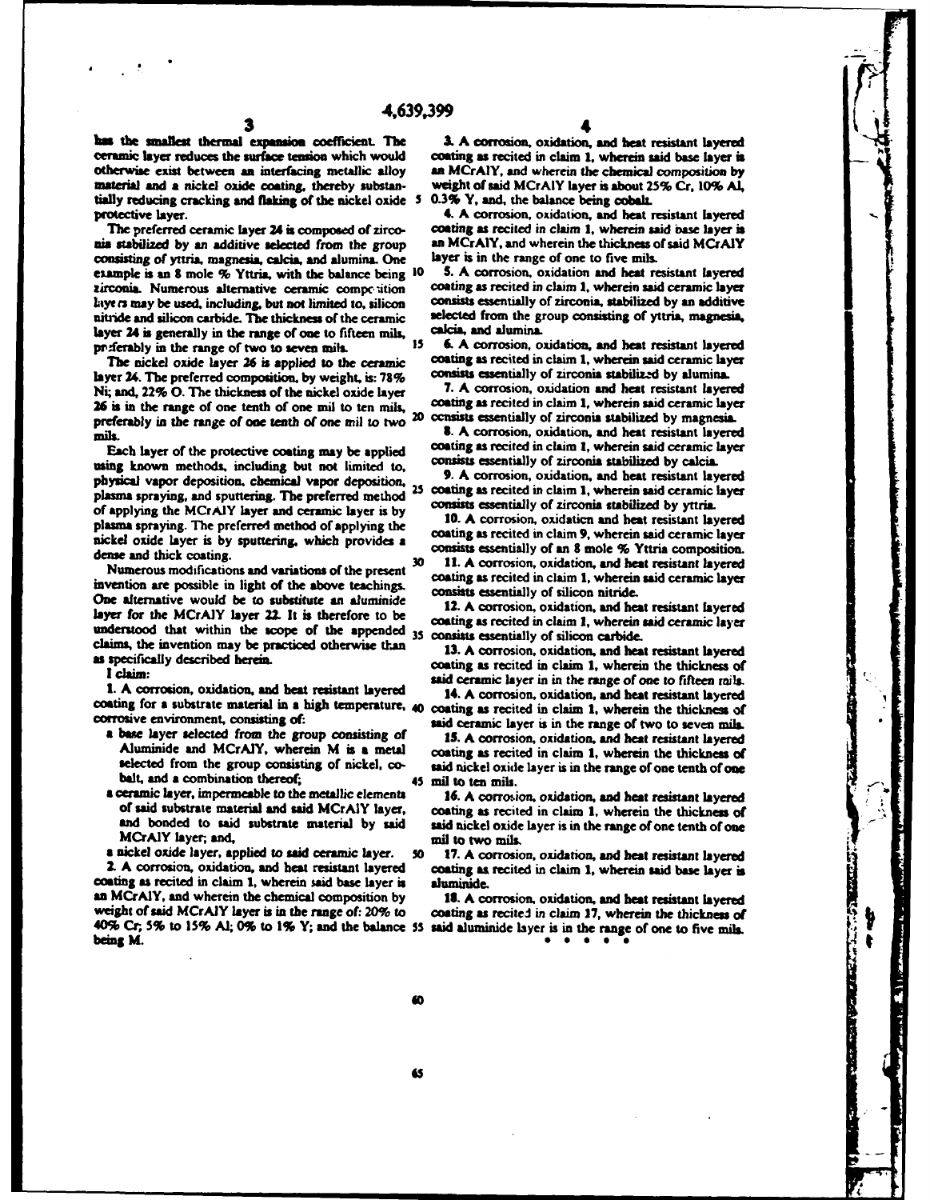has the smallest thermal expansion coefficient. The ceramic layer reduces the surface tension which would otherwise exist between an interfacing metallic alloy material and a nickel oxide coating, thereby substantially reducing cracking and flaking of the nickel oxide protective layer.

The preferred ceramic layer 24 is composed of zirconia stabilized by an additive selected from the group consisting of yttria, magnesia, calcia, and alumina. One example is an 8 mole % Yttria, with the balance being zirconia. Numerous alternative ceramic composition layers may be used, including, but not limited to, silicon nitride and silicon carbide. The thickness of the ceramic layer 24 is generally in the range of one to fifteen mils, preferably in the range of two to seven mils.

The nickel oxide layer 26 is applied to the ceramic layer 24. The preferred composition, by weight, is: 78% Ni; and, 22% O. The thickness of the nickel oxide layer 26 is in the range of one tenth of one mil to ten mils, preferably in the range of one tenth of one mil to two mils.

Each layer of the protective coating may be applied using known methods, including but not limited to, physical vapor deposition, chemical vapor deposition, plasma spraying, and sputtering. The preferred method of applying the MCrAlY layer and ceramic layer is by plasma spraying. The preferred method of applying the nickel oxide layer is by sputtering, which provides a dense and thick coating.

Numerous modifications and variations of the present invention are possible in light of the above teachings. One alternative would be to substitute an aluminide layer for the MCrAlY layer 22. It is therefore to be understood that within the scope of the appended claims, the invention may be practiced otherwise than as specifically described herein.

I claim:

1. A corrosion, oxidation, and heat resistant layered coating for a substrate material in a high temperature, corrosive environment, consisting of:
   - a base layer selected from the group consisting of Aluminide and MCrAlY, wherein M is a metal selected from the group consisting of nickel, cobalt, and a combination thereof;
   - a ceramic layer, impermeable to the metallic elements of said substrate material and said MCrAlY layer, and bonded to said substrate material by said MCrAlY layer; and,
   - a nickel oxide layer, applied to said ceramic layer.

2. A corrosion, oxidation, and heat resistant layered coating as recited in claim 1, wherein said base layer is an MCrAlY, and wherein the chemical composition by weight of said MCrAlY layer is in the range of: 20% to 40% Cr; 5% to 15% Al; 0% to 1% Y; and the balance being M.

3. A corrosion, oxidation, and heat resistant layered coating as recited in claim 1, wherein said base layer is an MCrAlY, and wherein the chemical composition by weight of said MCrAlY layer is about 25% Cr, 10% Al, 0.3% Y, and, the balance being cobalt.

4. A corrosion, oxidation, and heat resistant layered coating as recited in claim 1, wherein said base layer is an MCrAlY, and wherein the thickness of said MCrAlY layer is in the range of one to five mils.

5. A corrosion, oxidation and heat resistant layered coating as recited in claim 1, wherein said ceramic layer consists essentially of zirconia, stabilized by an additive selected from the group consisting of yttria, magnesia, calcia, and alumina.

6. A corrosion, oxidation, and heat resistant layered coating as recited in claim 1, wherein said ceramic layer consists essentially of zirconia stabilized by alumina.

7. A corrosion, oxidation and heat resistant layered coating as recited in claim 1, wherein said ceramic layer consists essentially of zirconia stabilized by magnesia.

8. A corrosion, oxidation, and heat resistant layered coating as recited in claim 1, wherein said ceramic layer consists essentially of zirconia stabilized by calcia.

9. A corrosion, oxidation, and heat resistant layered coating as recited in claim 1, wherein said ceramic layer consists essentially of zirconia stabilized by yttria.

10. A corrosion, oxidation and heat resistant layered coating as recited in claim 9, wherein said ceramic layer consists essentially of an 8 mole % Yttria composition.

11. A corrosion, oxidation, and heat resistant layered coating as recited in claim 1, wherein said ceramic layer consists essentially of silicon nitride.

12. A corrosion, oxidation, and heat resistant layered coating as recited in claim 1, wherein said ceramic layer consists essentially of silicon carbide.

13. A corrosion, oxidation, and heat resistant layered coating as recited in claim 1, wherein the thickness of said ceramic layer in in the range of one to fifteen mils.

14. A corrosion, oxidation, and heat resistant layered coating as recited in claim 1, wherein the thickness of said ceramic layer is in the range of two to seven mils.

15. A corrosion, oxidation, and heat resistant layered coating as recited in claim 1, wherein the thickness of said nickel oxide layer is in the range of one tenth of one mil to ten mils.

16. A corrosion, oxidation, and heat resistant layered coating as recited in claim 1, wherein the thickness of said nickel oxide layer is in the range of one tenth of one mil to two mils.

17. A corrosion, oxidation, and heat resistant layered coating as recited in claim 1, wherein said base layer is aluminide.

18. A corrosion, oxidation, and heat resistant layered coating as recited in claim 17, wherein the thickness of said aluminide layer is in the range of one to five mils.

\* \* \* \* \*